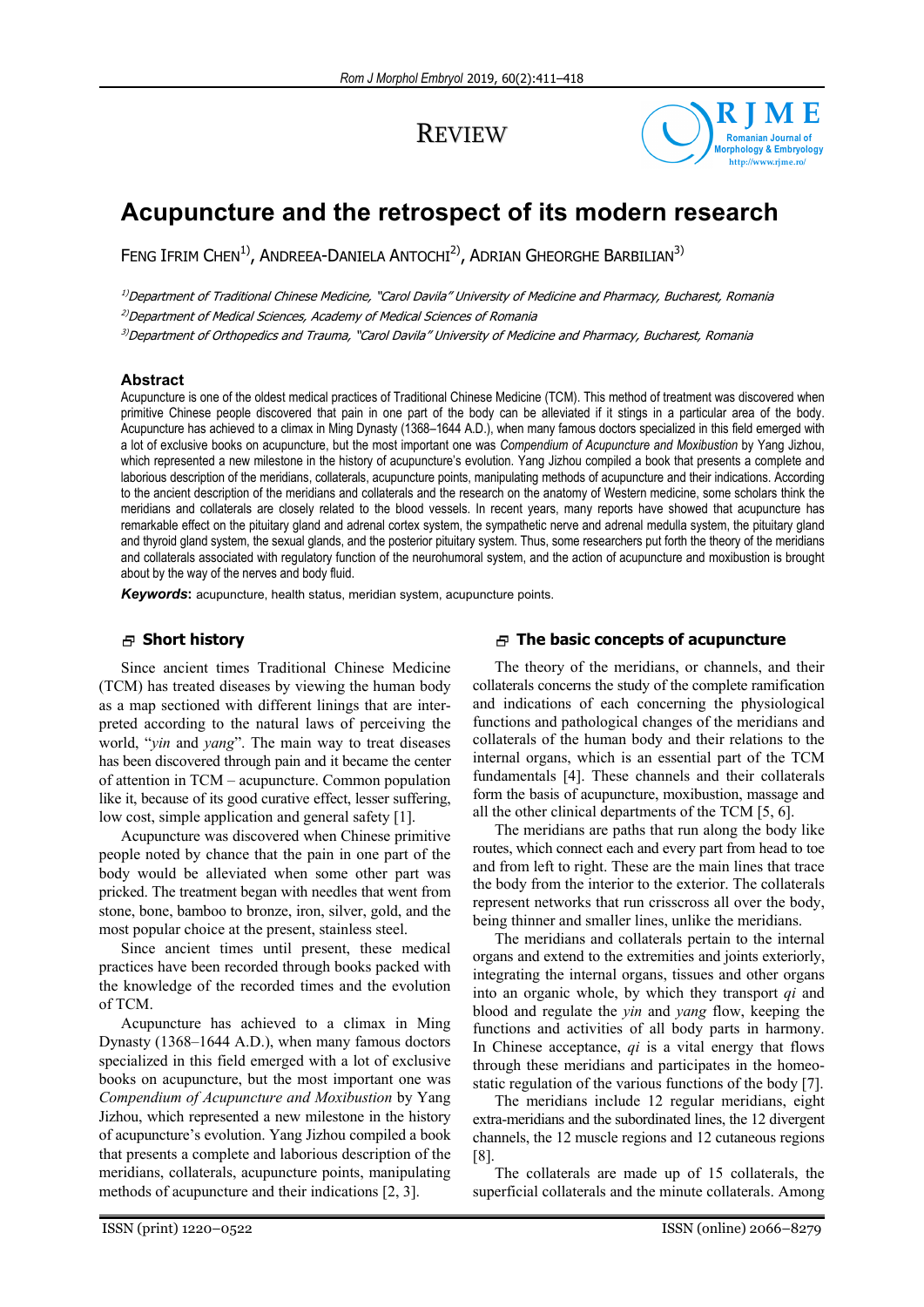REVIEW

# Acupuncture and the retrospect of its modern research

FENG IFRIM CHEN[1], ANDREEA-DANIELA ANTOCHI[2], ADRIAN GHEORGHE BARBILIAN[3]

[1]*Department of Traditional Chinese Medicine, "Carol Davila" University of Medicine and Pharmacy, Bucharest, Romania*

[2]*Department of Medical Sciences, Academy of Medical Sciences of Romania*

[3]*Department of Orthopedics and Trauma, "Carol Davila" University of Medicine and Pharmacy, Bucharest, Romania*

## Abstract

Acupuncture is one of the oldest medical practices of Traditional Chinese Medicine (TCM). This method of treatment was discovered when primitive Chinese people discovered that pain in one part of the body can be alleviated if it stings in a particular area of the body. Acupuncture has achieved to a climax in Ming Dynasty (1368–1644 A.D.), when many famous doctors specialized in this field emerged with a lot of exclusive books on acupuncture, but the most important one was *Compendium of Acupuncture and Moxibustion* by Yang Jizhou, which represented a new milestone in the history of acupuncture's evolution. Yang Jizhou compiled a book that presents a complete and laborious description of the meridians, collaterals, acupuncture points, manipulating methods of acupuncture and their indications. According to the ancient description of the meridians and collaterals and the research on the anatomy of Western medicine, some scholars think the meridians and collaterals are closely related to the blood vessels. In recent years, many reports have showed that acupuncture has remarkable effect on the pituitary gland and adrenal cortex system, the sympathetic nerve and adrenal medulla system, the pituitary gland and thyroid gland system, the sexual glands, and the posterior pituitary system. Thus, some researchers put forth the theory of the meridians and collaterals associated with regulatory function of the neurohumoral system, and the action of acupuncture and moxibustion is brought about by the way of the nerves and body fluid.

***Keywords***: acupuncture, health status, meridian system, acupuncture points.

## Short history

Since ancient times Traditional Chinese Medicine (TCM) has treated diseases by viewing the human body as a map sectioned with different linings that are interpreted according to the natural laws of perceiving the world, "*yin* and *yang*". The main way to treat diseases has been discovered through pain and it became the center of attention in TCM – acupuncture. Common population like it, because of its good curative effect, lesser suffering, low cost, simple application and general safety [1].

Acupuncture was discovered when Chinese primitive people noted by chance that the pain in one part of the body would be alleviated when some other part was pricked. The treatment began with needles that went from stone, bone, bamboo to bronze, iron, silver, gold, and the most popular choice at the present, stainless steel.

Since ancient times until present, these medical practices have been recorded through books packed with the knowledge of the recorded times and the evolution of TCM.

Acupuncture has achieved to a climax in Ming Dynasty (1368–1644 A.D.), when many famous doctors specialized in this field emerged with a lot of exclusive books on acupuncture, but the most important one was *Compendium of Acupuncture and Moxibustion* by Yang Jizhou, which represented a new milestone in the history of acupuncture's evolution. Yang Jizhou compiled a book that presents a complete and laborious description of the meridians, collaterals, acupuncture points, manipulating methods of acupuncture and their indications [2, 3].

## The basic concepts of acupuncture

The theory of the meridians, or channels, and their collaterals concerns the study of the complete ramification and indications of each concerning the physiological functions and pathological changes of the meridians and collaterals of the human body and their relations to the internal organs, which is an essential part of the TCM fundamentals [4]. These channels and their collaterals form the basis of acupuncture, moxibustion, massage and all the other clinical departments of the TCM [5, 6].

The meridians are paths that run along the body like routes, which connect each and every part from head to toe and from left to right. These are the main lines that trace the body from the interior to the exterior. The collaterals represent networks that run crisscross all over the body, being thinner and smaller lines, unlike the meridians.

The meridians and collaterals pertain to the internal organs and extend to the extremities and joints exteriorly, integrating the internal organs, tissues and other organs into an organic whole, by which they transport *qi* and blood and regulate the *yin* and *yang* flow, keeping the functions and activities of all body parts in harmony. In Chinese acceptance, *qi* is a vital energy that flows through these meridians and participates in the homeostatic regulation of the various functions of the body [7].

The meridians include 12 regular meridians, eight extra-meridians and the subordinated lines, the 12 divergent channels, the 12 muscle regions and 12 cutaneous regions [8].

The collaterals are made up of 15 collaterals, the superficial collaterals and the minute collaterals. Among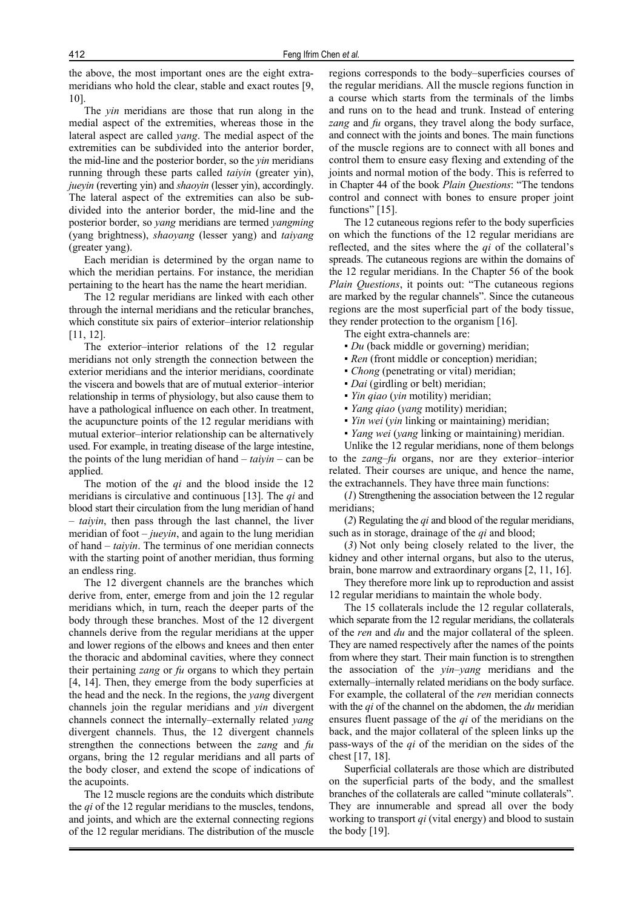the above, the most important ones are the eight extra-meridians who hold the clear, stable and exact routes [9, 10].

The *yin* meridians are those that run along in the medial aspect of the extremities, whereas those in the lateral aspect are called *yang*. The medial aspect of the extremities can be subdivided into the anterior border, the mid-line and the posterior border, so the *yin* meridians running through these parts called *taiyin* (greater yin), *jueyin* (reverting yin) and *shaoyin* (lesser yin), accordingly. The lateral aspect of the extremities can also be subdivided into the anterior border, the mid-line and the posterior border, so *yang* meridians are termed *yangming* (yang brightness), *shaoyang* (lesser yang) and *taiyang* (greater yang).

Each meridian is determined by the organ name to which the meridian pertains. For instance, the meridian pertaining to the heart has the name the heart meridian.

The 12 regular meridians are linked with each other through the internal meridians and the reticular branches, which constitute six pairs of exterior–interior relationship [11, 12].

The exterior–interior relations of the 12 regular meridians not only strength the connection between the exterior meridians and the interior meridians, coordinate the viscera and bowels that are of mutual exterior–interior relationship in terms of physiology, but also cause them to have a pathological influence on each other. In treatment, the acupuncture points of the 12 regular meridians with mutual exterior–interior relationship can be alternatively used. For example, in treating disease of the large intestine, the points of the lung meridian of hand – *taiyin* – can be applied.

The motion of the *qi* and the blood inside the 12 meridians is circulative and continuous [13]. The *qi* and blood start their circulation from the lung meridian of hand – *taiyin*, then pass through the last channel, the liver meridian of foot – *jueyin*, and again to the lung meridian of hand – *taiyin*. The terminus of one meridian connects with the starting point of another meridian, thus forming an endless ring.

The 12 divergent channels are the branches which derive from, enter, emerge from and join the 12 regular meridians which, in turn, reach the deeper parts of the body through these branches. Most of the 12 divergent channels derive from the regular meridians at the upper and lower regions of the elbows and knees and then enter the thoracic and abdominal cavities, where they connect their pertaining *zang* or *fu* organs to which they pertain [4, 14]. Then, they emerge from the body superficies at the head and the neck. In the regions, the *yang* divergent channels join the regular meridians and *yin* divergent channels connect the internally–externally related *yang* divergent channels. Thus, the 12 divergent channels strengthen the connections between the *zang* and *fu* organs, bring the 12 regular meridians and all parts of the body closer, and extend the scope of indications of the acupoints.

The 12 muscle regions are the conduits which distribute the *qi* of the 12 regular meridians to the muscles, tendons, and joints, and which are the external connecting regions of the 12 regular meridians. The distribution of the muscle regions corresponds to the body–superficies courses of the regular meridians. All the muscle regions function in a course which starts from the terminals of the limbs and runs on to the head and trunk. Instead of entering *zang* and *fu* organs, they travel along the body surface, and connect with the joints and bones. The main functions of the muscle regions are to connect with all bones and control them to ensure easy flexing and extending of the joints and normal motion of the body. This is referred to in Chapter 44 of the book *Plain Questions*: "The tendons control and connect with bones to ensure proper joint functions" [15].

The 12 cutaneous regions refer to the body superficies on which the functions of the 12 regular meridians are reflected, and the sites where the *qi* of the collateral's spreads. The cutaneous regions are within the domains of the 12 regular meridians. In the Chapter 56 of the book *Plain Questions*, it points out: "The cutaneous regions are marked by the regular channels". Since the cutaneous regions are the most superficial part of the body tissue, they render protection to the organism [16].

The eight extra-channels are:

- *Du* (back middle or governing) meridian;
- *Ren* (front middle or conception) meridian;
- *Chong* (penetrating or vital) meridian;
- *Dai* (girdling or belt) meridian;
- *Yin qiao* (*yin* motility) meridian;
- *Yang qiao* (*yang* motility) meridian;
- *Yin wei* (*yin* linking or maintaining) meridian;
- *Yang wei* (*yang* linking or maintaining) meridian.

Unlike the 12 regular meridians, none of them belongs to the *zang–fu* organs, nor are they exterior–interior related. Their courses are unique, and hence the name, the extrachannels. They have three main functions:

(*1*) Strengthening the association between the 12 regular meridians;

(*2*) Regulating the *qi* and blood of the regular meridians, such as in storage, drainage of the *qi* and blood;

(*3*) Not only being closely related to the liver, the kidney and other internal organs, but also to the uterus, brain, bone marrow and extraordinary organs [2, 11, 16].

They therefore more link up to reproduction and assist 12 regular meridians to maintain the whole body.

The 15 collaterals include the 12 regular collaterals, which separate from the 12 regular meridians, the collaterals of the *ren* and *du* and the major collateral of the spleen. They are named respectively after the names of the points from where they start. Their main function is to strengthen the association of the *yin–yang* meridians and the externally–internally related meridians on the body surface. For example, the collateral of the *ren* meridian connects with the *qi* of the channel on the abdomen, the *du* meridian ensures fluent passage of the *qi* of the meridians on the back, and the major collateral of the spleen links up the pass-ways of the *qi* of the meridian on the sides of the chest [17, 18].

Superficial collaterals are those which are distributed on the superficial parts of the body, and the smallest branches of the collaterals are called "minute collaterals". They are innumerable and spread all over the body working to transport *qi* (vital energy) and blood to sustain the body [19].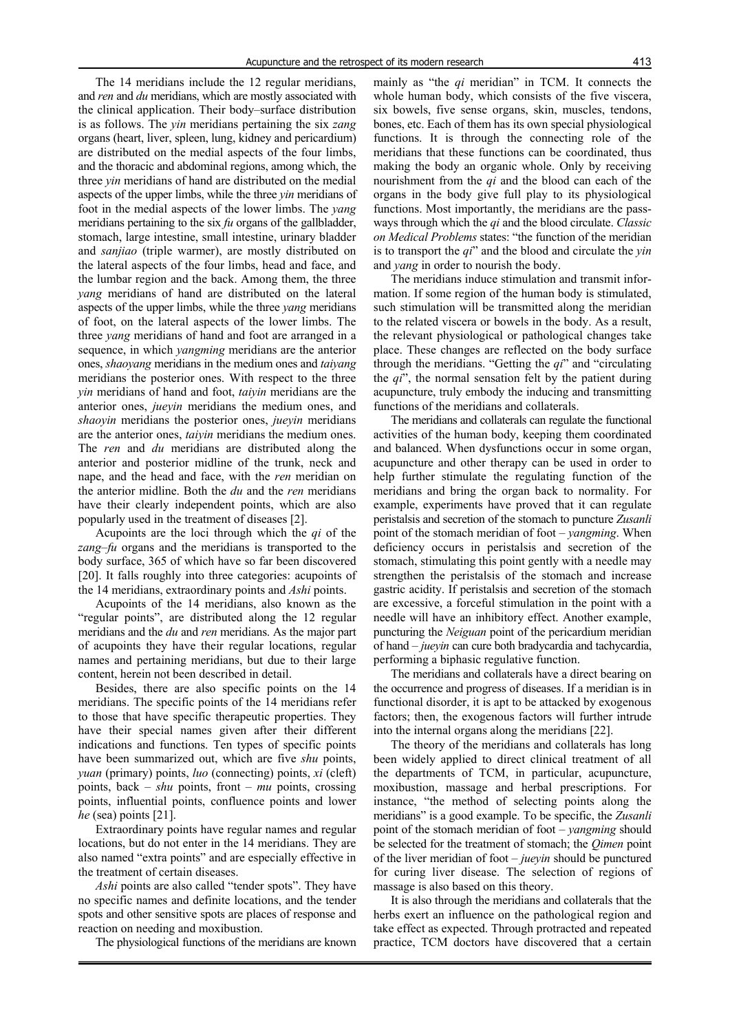The 14 meridians include the 12 regular meridians, and *ren* and *du* meridians, which are mostly associated with the clinical application. Their body–surface distribution is as follows. The *yin* meridians pertaining the six *zang* organs (heart, liver, spleen, lung, kidney and pericardium) are distributed on the medial aspects of the four limbs, and the thoracic and abdominal regions, among which, the three *yin* meridians of hand are distributed on the medial aspects of the upper limbs, while the three *yin* meridians of foot in the medial aspects of the lower limbs. The *yang* meridians pertaining to the six *fu* organs of the gallbladder, stomach, large intestine, small intestine, urinary bladder and *sanjiao* (triple warmer), are mostly distributed on the lateral aspects of the four limbs, head and face, and the lumbar region and the back. Among them, the three *yang* meridians of hand are distributed on the lateral aspects of the upper limbs, while the three *yang* meridians of foot, on the lateral aspects of the lower limbs. The three *yang* meridians of hand and foot are arranged in a sequence, in which *yangming* meridians are the anterior ones, *shaoyang* meridians in the medium ones and *taiyang* meridians the posterior ones. With respect to the three *yin* meridians of hand and foot, *taiyin* meridians are the anterior ones, *jueyin* meridians the medium ones, and *shaoyin* meridians the posterior ones, *jueyin* meridians are the anterior ones, *taiyin* meridians the medium ones. The *ren* and *du* meridians are distributed along the anterior and posterior midline of the trunk, neck and nape, and the head and face, with the *ren* meridian on the anterior midline. Both the *du* and the *ren* meridians have their clearly independent points, which are also popularly used in the treatment of diseases [2].

Acupoints are the loci through which the *qi* of the *zang*–*fu* organs and the meridians is transported to the body surface, 365 of which have so far been discovered [20]. It falls roughly into three categories: acupoints of the 14 meridians, extraordinary points and *Ashi* points.

Acupoints of the 14 meridians, also known as the "regular points", are distributed along the 12 regular meridians and the *du* and *ren* meridians. As the major part of acupoints they have their regular locations, regular names and pertaining meridians, but due to their large content, herein not been described in detail.

Besides, there are also specific points on the 14 meridians. The specific points of the 14 meridians refer to those that have specific therapeutic properties. They have their special names given after their different indications and functions. Ten types of specific points have been summarized out, which are five *shu* points, *yuan* (primary) points, *luo* (connecting) points, *xi* (cleft) points, back – *shu* points, front – *mu* points, crossing points, influential points, confluence points and lower *he* (sea) points [21].

Extraordinary points have regular names and regular locations, but do not enter in the 14 meridians. They are also named "extra points" and are especially effective in the treatment of certain diseases.

*Ashi* points are also called "tender spots". They have no specific names and definite locations, and the tender spots and other sensitive spots are places of response and reaction on needing and moxibustion.

The physiological functions of the meridians are known mainly as "the *qi* meridian" in TCM. It connects the whole human body, which consists of the five viscera, six bowels, five sense organs, skin, muscles, tendons, bones, etc. Each of them has its own special physiological functions. It is through the connecting role of the meridians that these functions can be coordinated, thus making the body an organic whole. Only by receiving nourishment from the *qi* and the blood can each of the organs in the body give full play to its physiological functions. Most importantly, the meridians are the passways through which the *qi* and the blood circulate. *Classic on Medical Problems* states: "the function of the meridian is to transport the *qi*" and the blood and circulate the *yin* and *yang* in order to nourish the body.

The meridians induce stimulation and transmit information. If some region of the human body is stimulated, such stimulation will be transmitted along the meridian to the related viscera or bowels in the body. As a result, the relevant physiological or pathological changes take place. These changes are reflected on the body surface through the meridians. "Getting the *qi*" and "circulating the *qi*", the normal sensation felt by the patient during acupuncture, truly embody the inducing and transmitting functions of the meridians and collaterals.

The meridians and collaterals can regulate the functional activities of the human body, keeping them coordinated and balanced. When dysfunctions occur in some organ, acupuncture and other therapy can be used in order to help further stimulate the regulating function of the meridians and bring the organ back to normality. For example, experiments have proved that it can regulate peristalsis and secretion of the stomach to puncture *Zusanli* point of the stomach meridian of foot – *yangming*. When deficiency occurs in peristalsis and secretion of the stomach, stimulating this point gently with a needle may strengthen the peristalsis of the stomach and increase gastric acidity. If peristalsis and secretion of the stomach are excessive, a forceful stimulation in the point with a needle will have an inhibitory effect. Another example, puncturing the *Neiguan* point of the pericardium meridian of hand – *jueyin* can cure both bradycardia and tachycardia, performing a biphasic regulative function.

The meridians and collaterals have a direct bearing on the occurrence and progress of diseases. If a meridian is in functional disorder, it is apt to be attacked by exogenous factors; then, the exogenous factors will further intrude into the internal organs along the meridians [22].

The theory of the meridians and collaterals has long been widely applied to direct clinical treatment of all the departments of TCM, in particular, acupuncture, moxibustion, massage and herbal prescriptions. For instance, "the method of selecting points along the meridians" is a good example. To be specific, the *Zusanli* point of the stomach meridian of foot – *yangming* should be selected for the treatment of stomach; the *Qimen* point of the liver meridian of foot – *jueyin* should be punctured for curing liver disease. The selection of regions of massage is also based on this theory.

It is also through the meridians and collaterals that the herbs exert an influence on the pathological region and take effect as expected. Through protracted and repeated practice, TCM doctors have discovered that a certain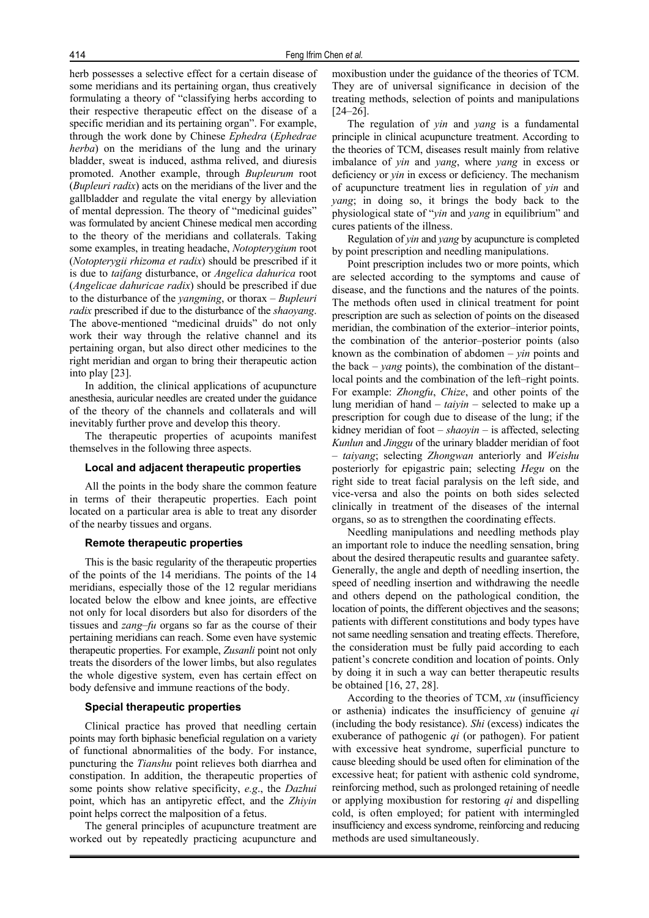herb possesses a selective effect for a certain disease of some meridians and its pertaining organ, thus creatively formulating a theory of "classifying herbs according to their respective therapeutic effect on the disease of a specific meridian and its pertaining organ". For example, through the work done by Chinese *Ephedra* (*Ephedrae herba*) on the meridians of the lung and the urinary bladder, sweat is induced, asthma relived, and diuresis promoted. Another example, through *Bupleurum* root (*Bupleuri radix*) acts on the meridians of the liver and the gallbladder and regulate the vital energy by alleviation of mental depression. The theory of "medicinal guides" was formulated by ancient Chinese medical men according to the theory of the meridians and collaterals. Taking some examples, in treating headache, *Notopterygium* root (*Notopterygii rhizoma et radix*) should be prescribed if it is due to *taifang* disturbance, or *Angelica dahurica* root (*Angelicae dahuricae radix*) should be prescribed if due to the disturbance of the *yangming*, or thorax – *Bupleuri radix* prescribed if due to the disturbance of the *shaoyang*. The above-mentioned "medicinal druids" do not only work their way through the relative channel and its pertaining organ, but also direct other medicines to the right meridian and organ to bring their therapeutic action into play [23].

In addition, the clinical applications of acupuncture anesthesia, auricular needles are created under the guidance of the theory of the channels and collaterals and will inevitably further prove and develop this theory.

The therapeutic properties of acupoints manifest themselves in the following three aspects.

### Local and adjacent therapeutic properties

All the points in the body share the common feature in terms of their therapeutic properties. Each point located on a particular area is able to treat any disorder of the nearby tissues and organs.

### Remote therapeutic properties

This is the basic regularity of the therapeutic properties of the points of the 14 meridians. The points of the 14 meridians, especially those of the 12 regular meridians located below the elbow and knee joints, are effective not only for local disorders but also for disorders of the tissues and *zang–fu* organs so far as the course of their pertaining meridians can reach. Some even have systemic therapeutic properties. For example, *Zusanli* point not only treats the disorders of the lower limbs, but also regulates the whole digestive system, even has certain effect on body defensive and immune reactions of the body.

### Special therapeutic properties

Clinical practice has proved that needling certain points may forth biphasic beneficial regulation on a variety of functional abnormalities of the body. For instance, puncturing the *Tianshu* point relieves both diarrhea and constipation. In addition, the therapeutic properties of some points show relative specificity, *e.g.*, the *Dazhui* point, which has an antipyretic effect, and the *Zhiyin* point helps correct the malposition of a fetus.

The general principles of acupuncture treatment are worked out by repeatedly practicing acupuncture and moxibustion under the guidance of the theories of TCM. They are of universal significance in decision of the treating methods, selection of points and manipulations [24–26].

The regulation of *yin* and *yang* is a fundamental principle in clinical acupuncture treatment. According to the theories of TCM, diseases result mainly from relative imbalance of *yin* and *yang*, where *yang* in excess or deficiency or *yin* in excess or deficiency. The mechanism of acupuncture treatment lies in regulation of *yin* and *yang*; in doing so, it brings the body back to the physiological state of "*yin* and *yang* in equilibrium" and cures patients of the illness.

Regulation of *yin* and *yang* by acupuncture is completed by point prescription and needling manipulations.

Point prescription includes two or more points, which are selected according to the symptoms and cause of disease, and the functions and the natures of the points. The methods often used in clinical treatment for point prescription are such as selection of points on the diseased meridian, the combination of the exterior–interior points, the combination of the anterior–posterior points (also known as the combination of abdomen – *yin* points and the back – *yang* points), the combination of the distant–local points and the combination of the left–right points. For example: *Zhongfu*, *Chize*, and other points of the lung meridian of hand – *taiyin* – selected to make up a prescription for cough due to disease of the lung; if the kidney meridian of foot – *shaoyin* – is affected, selecting *Kunlun* and *Jinggu* of the urinary bladder meridian of foot – *taiyang*; selecting *Zhongwan* anteriorly and *Weishu* posteriorly for epigastric pain; selecting *Hegu* on the right side to treat facial paralysis on the left side, and vice-versa and also the points on both sides selected clinically in treatment of the diseases of the internal organs, so as to strengthen the coordinating effects.

Needling manipulations and needling methods play an important role to induce the needling sensation, bring about the desired therapeutic results and guarantee safety. Generally, the angle and depth of needling insertion, the speed of needling insertion and withdrawing the needle and others depend on the pathological condition, the location of points, the different objectives and the seasons; patients with different constitutions and body types have not same needling sensation and treating effects. Therefore, the consideration must be fully paid according to each patient's concrete condition and location of points. Only by doing it in such a way can better therapeutic results be obtained [16, 27, 28].

According to the theories of TCM, *xu* (insufficiency or asthenia) indicates the insufficiency of genuine *qi* (including the body resistance). *Shi* (excess) indicates the exuberance of pathogenic *qi* (or pathogen). For patient with excessive heat syndrome, superficial puncture to cause bleeding should be used often for elimination of the excessive heat; for patient with asthenic cold syndrome, reinforcing method, such as prolonged retaining of needle or applying moxibustion for restoring *qi* and dispelling cold, is often employed; for patient with intermingled insufficiency and excess syndrome, reinforcing and reducing methods are used simultaneously.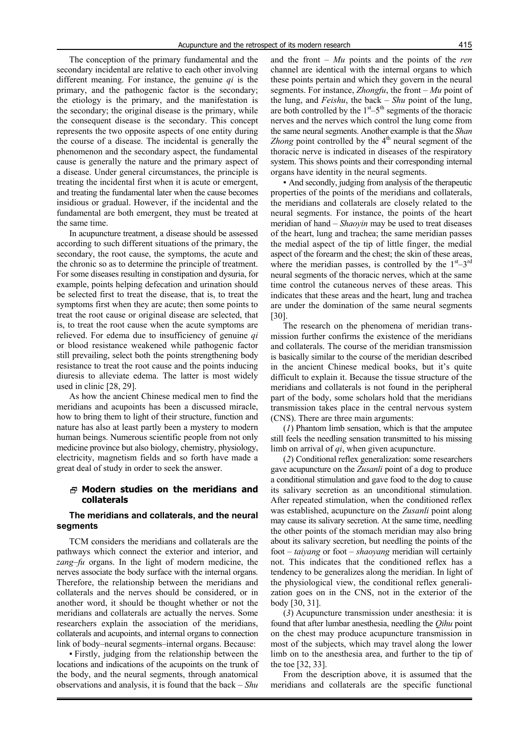The conception of the primary fundamental and the secondary incidental are relative to each other involving different meaning. For instance, the genuine *qi* is the primary, and the pathogenic factor is the secondary; the etiology is the primary, and the manifestation is the secondary; the original disease is the primary, while the consequent disease is the secondary. This concept represents the two opposite aspects of one entity during the course of a disease. The incidental is generally the phenomenon and the secondary aspect, the fundamental cause is generally the nature and the primary aspect of a disease. Under general circumstances, the principle is treating the incidental first when it is acute or emergent, and treating the fundamental later when the cause becomes insidious or gradual. However, if the incidental and the fundamental are both emergent, they must be treated at the same time.

In acupuncture treatment, a disease should be assessed according to such different situations of the primary, the secondary, the root cause, the symptoms, the acute and the chronic so as to determine the principle of treatment. For some diseases resulting in constipation and dysuria, for example, points helping defecation and urination should be selected first to treat the disease, that is, to treat the symptoms first when they are acute; then some points to treat the root cause or original disease are selected, that is, to treat the root cause when the acute symptoms are relieved. For edema due to insufficiency of genuine *qi* or blood resistance weakened while pathogenic factor still prevailing, select both the points strengthening body resistance to treat the root cause and the points inducing diuresis to alleviate edema. The latter is most widely used in clinic [28, 29].

As how the ancient Chinese medical men to find the meridians and acupoints has been a discussed miracle, how to bring them to light of their structure, function and nature has also at least partly been a mystery to modern human beings. Numerous scientific people from not only medicine province but also biology, chemistry, physiology, electricity, magnetism fields and so forth have made a great deal of study in order to seek the answer.

## Modern studies on the meridians and collaterals

### The meridians and collaterals, and the neural segments

TCM considers the meridians and collaterals are the pathways which connect the exterior and interior, and *zang–fu* organs. In the light of modern medicine, the nerves associate the body surface with the internal organs. Therefore, the relationship between the meridians and collaterals and the nerves should be considered, or in another word, it should be thought whether or not the meridians and collaterals are actually the nerves. Some researchers explain the association of the meridians, collaterals and acupoints, and internal organs to connection link of body–neural segments–internal organs. Because:

▪ Firstly, judging from the relationship between the locations and indications of the acupoints on the trunk of the body, and the neural segments, through anatomical observations and analysis, it is found that the back – *Shu* and the front – *Mu* points and the points of the *ren* channel are identical with the internal organs to which these points pertain and which they govern in the neural segments. For instance, *Zhongfu*, the front – *Mu* point of the lung, and *Feishu*, the back – *Shu* point of the lung, are both controlled by the 1st–5th segments of the thoracic nerves and the nerves which control the lung come from the same neural segments. Another example is that the *Shan Zhong* point controlled by the 4th neural segment of the thoracic nerve is indicated in diseases of the respiratory system. This shows points and their corresponding internal organs have identity in the neural segments.

▪ And secondly, judging from analysis of the therapeutic properties of the points of the meridians and collaterals, the meridians and collaterals are closely related to the neural segments. For instance, the points of the heart meridian of hand – *Shaoyin* may be used to treat diseases of the heart, lung and trachea; the same meridian passes the medial aspect of the tip of little finger, the medial aspect of the forearm and the chest; the skin of these areas, where the meridian passes, is controlled by the 1st–3rd neural segments of the thoracic nerves, which at the same time control the cutaneous nerves of these areas. This indicates that these areas and the heart, lung and trachea are under the domination of the same neural segments [30].

The research on the phenomena of meridian transmission further confirms the existence of the meridians and collaterals. The course of the meridian transmission is basically similar to the course of the meridian described in the ancient Chinese medical books, but it's quite difficult to explain it. Because the tissue structure of the meridians and collaterals is not found in the peripheral part of the body, some scholars hold that the meridians transmission takes place in the central nervous system (CNS). There are three main arguments:

(*1*) Phantom limb sensation, which is that the amputee still feels the needling sensation transmitted to his missing limb on arrival of *qi*, when given acupuncture.

(*2*) Conditional reflex generalization: some researchers gave acupuncture on the *Zusanli* point of a dog to produce a conditional stimulation and gave food to the dog to cause its salivary secretion as an unconditional stimulation. After repeated stimulation, when the conditioned reflex was established, acupuncture on the *Zusanli* point along may cause its salivary secretion. At the same time, needling the other points of the stomach meridian may also bring about its salivary secretion, but needling the points of the foot – *taiyang* or foot – *shaoyang* meridian will certainly not. This indicates that the conditioned reflex has a tendency to be generalizes along the meridian. In light of the physiological view, the conditional reflex generalization goes on in the CNS, not in the exterior of the body [30, 31].

(*3*) Acupuncture transmission under anesthesia: it is found that after lumbar anesthesia, needling the *Qihu* point on the chest may produce acupuncture transmission in most of the subjects, which may travel along the lower limb on to the anesthesia area, and further to the tip of the toe [32, 33].

From the description above, it is assumed that the meridians and collaterals are the specific functional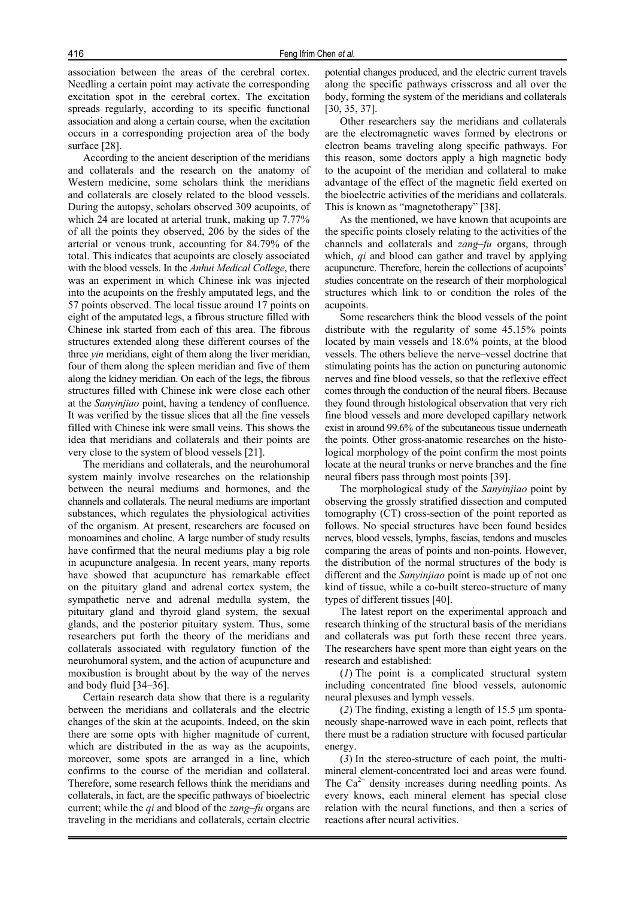association between the areas of the cerebral cortex. Needling a certain point may activate the corresponding excitation spot in the cerebral cortex. The excitation spreads regularly, according to its specific functional association and along a certain course, when the excitation occurs in a corresponding projection area of the body surface [28].

According to the ancient description of the meridians and collaterals and the research on the anatomy of Western medicine, some scholars think the meridians and collaterals are closely related to the blood vessels. During the autopsy, scholars observed 309 acupoints, of which 24 are located at arterial trunk, making up 7.77% of all the points they observed, 206 by the sides of the arterial or venous trunk, accounting for 84.79% of the total. This indicates that acupoints are closely associated with the blood vessels. In the *Anhui Medical College*, there was an experiment in which Chinese ink was injected into the acupoints on the freshly amputated legs, and the 57 points observed. The local tissue around 17 points on eight of the amputated legs, a fibrous structure filled with Chinese ink started from each of this area. The fibrous structures extended along these different courses of the three *yin* meridians, eight of them along the liver meridian, four of them along the spleen meridian and five of them along the kidney meridian. On each of the legs, the fibrous structures filled with Chinese ink were close each other at the *Sanyinjiao* point, having a tendency of confluence. It was verified by the tissue slices that all the fine vessels filled with Chinese ink were small veins. This shows the idea that meridians and collaterals and their points are very close to the system of blood vessels [21].

The meridians and collaterals, and the neurohumoral system mainly involve researches on the relationship between the neural mediums and hormones, and the channels and collaterals. The neural mediums are important substances, which regulates the physiological activities of the organism. At present, researchers are focused on monoamines and choline. A large number of study results have confirmed that the neural mediums play a big role in acupuncture analgesia. In recent years, many reports have showed that acupuncture has remarkable effect on the pituitary gland and adrenal cortex system, the sympathetic nerve and adrenal medulla system, the pituitary gland and thyroid gland system, the sexual glands, and the posterior pituitary system. Thus, some researchers put forth the theory of the meridians and collaterals associated with regulatory function of the neurohumoral system, and the action of acupuncture and moxibustion is brought about by the way of the nerves and body fluid [34–36].

Certain research data show that there is a regularity between the meridians and collaterals and the electric changes of the skin at the acupoints. Indeed, on the skin there are some opts with higher magnitude of current, which are distributed in the as way as the acupoints, moreover, some spots are arranged in a line, which confirms to the course of the meridian and collateral. Therefore, some research fellows think the meridians and collaterals, in fact, are the specific pathways of bioelectric current; while the *qi* and blood of the *zang–fu* organs are traveling in the meridians and collaterals, certain electric potential changes produced, and the electric current travels along the specific pathways crisscross and all over the body, forming the system of the meridians and collaterals [30, 35, 37].

Other researchers say the meridians and collaterals are the electromagnetic waves formed by electrons or electron beams traveling along specific pathways. For this reason, some doctors apply a high magnetic body to the acupoint of the meridian and collateral to make advantage of the effect of the magnetic field exerted on the bioelectric activities of the meridians and collaterals. This is known as "magnetotherapy" [38].

As the mentioned, we have known that acupoints are the specific points closely relating to the activities of the channels and collaterals and *zang–fu* organs, through which, *qi* and blood can gather and travel by applying acupuncture. Therefore, herein the collections of acupoints' studies concentrate on the research of their morphological structures which link to or condition the roles of the acupoints.

Some researchers think the blood vessels of the point distribute with the regularity of some 45.15% points located by main vessels and 18.6% points, at the blood vessels. The others believe the nerve–vessel doctrine that stimulating points has the action on puncturing autonomic nerves and fine blood vessels, so that the reflexive effect comes through the conduction of the neural fibers. Because they found through histological observation that very rich fine blood vessels and more developed capillary network exist in around 99.6% of the subcutaneous tissue underneath the points. Other gross-anatomic researches on the histological morphology of the point confirm the most points locate at the neural trunks or nerve branches and the fine neural fibers pass through most points [39].

The morphological study of the *Sanyinjiao* point by observing the grossly stratified dissection and computed tomography (CT) cross-section of the point reported as follows. No special structures have been found besides nerves, blood vessels, lymphs, fascias, tendons and muscles comparing the areas of points and non-points. However, the distribution of the normal structures of the body is different and the *Sanyinjiao* point is made up of not one kind of tissue, while a co-built stereo-structure of many types of different tissues [40].

The latest report on the experimental approach and research thinking of the structural basis of the meridians and collaterals was put forth these recent three years. The researchers have spent more than eight years on the research and established:

(*1*) The point is a complicated structural system including concentrated fine blood vessels, autonomic neural plexuses and lymph vessels.

(*2*) The finding, existing a length of 15.5 μm spontaneously shape-narrowed wave in each point, reflects that there must be a radiation structure with focused particular energy.

(*3*) In the stereo-structure of each point, the multi-mineral element-concentrated loci and areas were found. The $Ca^{2+}$ density increases during needling points. As every knows, each mineral element has special close relation with the neural functions, and then a series of reactions after neural activities.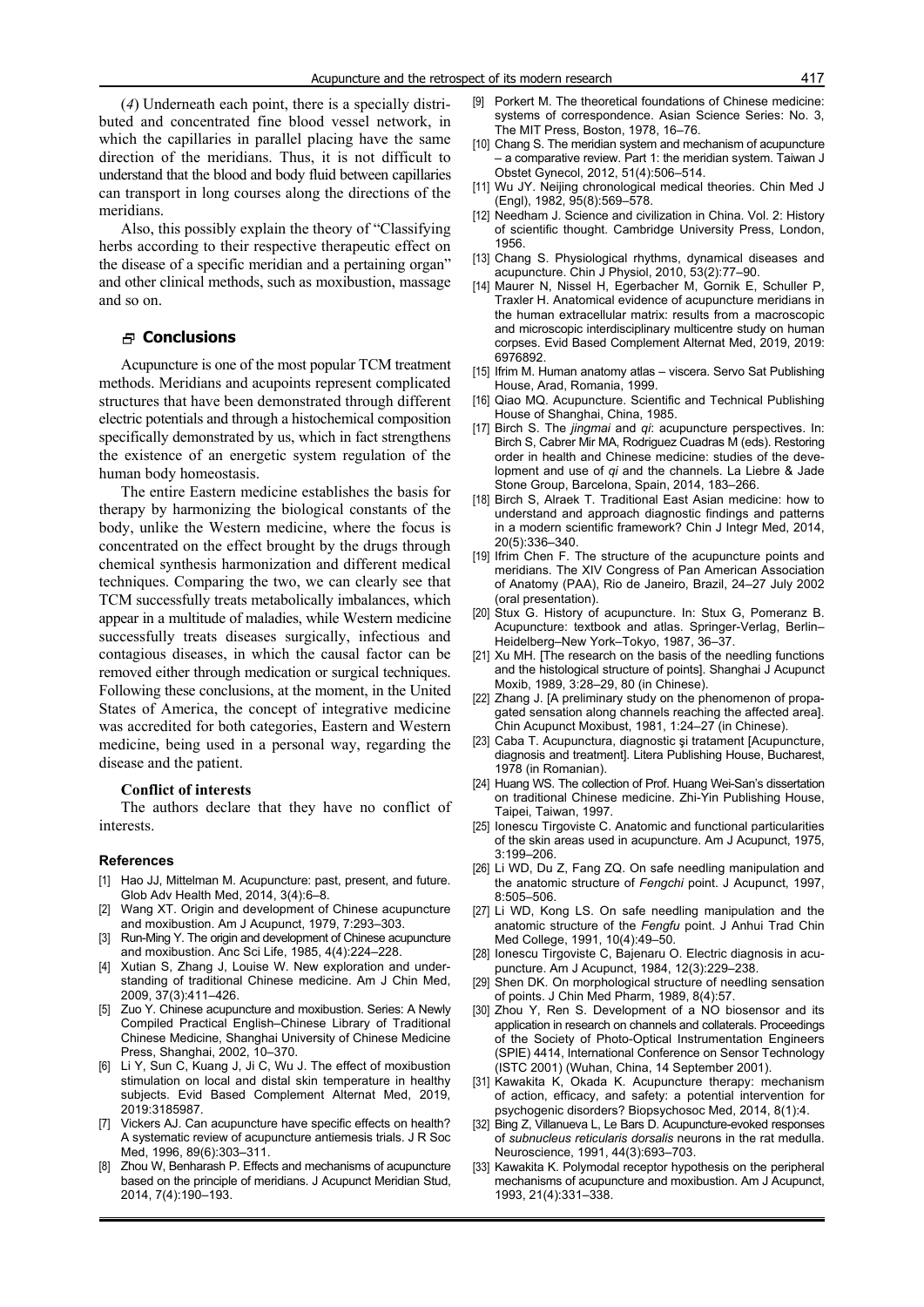(*4*) Underneath each point, there is a specially distributed and concentrated fine blood vessel network, in which the capillaries in parallel placing have the same direction of the meridians. Thus, it is not difficult to understand that the blood and body fluid between capillaries can transport in long courses along the directions of the meridians.

Also, this possibly explain the theory of "Classifying herbs according to their respective therapeutic effect on the disease of a specific meridian and a pertaining organ" and other clinical methods, such as moxibustion, massage and so on.

## Conclusions

Acupuncture is one of the most popular TCM treatment methods. Meridians and acupoints represent complicated structures that have been demonstrated through different electric potentials and through a histochemical composition specifically demonstrated by us, which in fact strengthens the existence of an energetic system regulation of the human body homeostasis.

The entire Eastern medicine establishes the basis for therapy by harmonizing the biological constants of the body, unlike the Western medicine, where the focus is concentrated on the effect brought by the drugs through chemical synthesis harmonization and different medical techniques. Comparing the two, we can clearly see that TCM successfully treats metabolically imbalances, which appear in a multitude of maladies, while Western medicine successfully treats diseases surgically, infectious and contagious diseases, in which the causal factor can be removed either through medication or surgical techniques. Following these conclusions, at the moment, in the United States of America, the concept of integrative medicine was accredited for both categories, Eastern and Western medicine, being used in a personal way, regarding the disease and the patient.

### Conflict of interests

The authors declare that they have no conflict of interests.

### References

[1] Hao JJ, Mittelman M. Acupuncture: past, present, and future. Glob Adv Health Med, 2014, 3(4):6–8.

[2] Wang XT. Origin and development of Chinese acupuncture and moxibustion. Am J Acupunct, 1979, 7:293–303.

[3] Run-Ming Y. The origin and development of Chinese acupuncture and moxibustion. Anc Sci Life, 1985, 4(4):224–228.

[4] Xutian S, Zhang J, Louise W. New exploration and understanding of traditional Chinese medicine. Am J Chin Med, 2009, 37(3):411–426.

[5] Zuo Y. Chinese acupuncture and moxibustion. Series: A Newly Compiled Practical English–Chinese Library of Traditional Chinese Medicine, Shanghai University of Chinese Medicine Press, Shanghai, 2002, 10–370.

[6] Li Y, Sun C, Kuang J, Ji C, Wu J. The effect of moxibustion stimulation on local and distal skin temperature in healthy subjects. Evid Based Complement Alternat Med, 2019, 2019:3185987.

[7] Vickers AJ. Can acupuncture have specific effects on health? A systematic review of acupuncture antiemesis trials. J R Soc Med, 1996, 89(6):303–311.

[8] Zhou W, Benharash P. Effects and mechanisms of acupuncture based on the principle of meridians. J Acupunct Meridian Stud, 2014, 7(4):190–193.

[9] Porkert M. The theoretical foundations of Chinese medicine: systems of correspondence. Asian Science Series: No. 3, The MIT Press, Boston, 1978, 16–76.

[10] Chang S. The meridian system and mechanism of acupuncture – a comparative review. Part 1: the meridian system. Taiwan J Obstet Gynecol, 2012, 51(4):506–514.

[11] Wu JY. Neijing chronological medical theories. Chin Med J (Engl), 1982, 95(8):569–578.

[12] Needham J. Science and civilization in China. Vol. 2: History of scientific thought. Cambridge University Press, London, 1956.

[13] Chang S. Physiological rhythms, dynamical diseases and acupuncture. Chin J Physiol, 2010, 53(2):77–90.

[14] Maurer N, Nissel H, Egerbacher M, Gornik E, Schuller P, Traxler H. Anatomical evidence of acupuncture meridians in the human extracellular matrix: results from a macroscopic and microscopic interdisciplinary multicentre study on human corpses. Evid Based Complement Alternat Med, 2019, 2019: 6976892.

[15] Ifrim M. Human anatomy atlas – viscera. Servo Sat Publishing House, Arad, Romania, 1999.

[16] Qiao MQ. Acupuncture. Scientific and Technical Publishing House of Shanghai, China, 1985.

[17] Birch S. The *jingmai* and *qi*: acupuncture perspectives. In: Birch S, Cabrer Mir MA, Rodriguez Cuadras M (eds). Restoring order in health and Chinese medicine: studies of the development and use of *qi* and the channels. La Liebre & Jade Stone Group, Barcelona, Spain, 2014, 183–266.

[18] Birch S, Alraek T. Traditional East Asian medicine: how to understand and approach diagnostic findings and patterns in a modern scientific framework? Chin J Integr Med, 2014, 20(5):336–340.

[19] Ifrim Chen F. The structure of the acupuncture points and meridians. The XIV Congress of Pan American Association of Anatomy (PAA), Rio de Janeiro, Brazil, 24–27 July 2002 (oral presentation).

[20] Stux G. History of acupuncture. In: Stux G, Pomeranz B. Acupuncture: textbook and atlas. Springer-Verlag, Berlin–Heidelberg–New York–Tokyo, 1987, 36–37.

[21] Xu MH. [The research on the basis of the needling functions and the histological structure of points]. Shanghai J Acupunct Moxib, 1989, 3:28–29, 80 (in Chinese).

[22] Zhang J. [A preliminary study on the phenomenon of propagated sensation along channels reaching the affected area]. Chin Acupunct Moxibust, 1981, 1:24–27 (in Chinese).

[23] Caba T. Acupunctura, diagnostic şi tratament [Acupuncture, diagnosis and treatment]. Litera Publishing House, Bucharest, 1978 (in Romanian).

[24] Huang WS. The collection of Prof. Huang Wei-San's dissertation on traditional Chinese medicine. Zhi-Yin Publishing House, Taipei, Taiwan, 1997.

[25] Ionescu Tirgoviste C. Anatomic and functional particularities of the skin areas used in acupuncture. Am J Acupunct, 1975, 3:199–206.

[26] Li WD, Du Z, Fang ZQ. On safe needling manipulation and the anatomic structure of *Fengchi* point. J Acupunct, 1997, 8:505–506.

[27] Li WD, Kong LS. On safe needling manipulation and the anatomic structure of the *Fengfu* point. J Anhui Trad Chin Med College, 1991, 10(4):49–50.

[28] Ionescu Tirgoviste C, Bajenaru O. Electric diagnosis in acupuncture. Am J Acupunct, 1984, 12(3):229–238.

[29] Shen DK. On morphological structure of needling sensation of points. J Chin Med Pharm, 1989, 8(4):57.

[30] Zhou Y, Ren S. Development of a NO biosensor and its application in research on channels and collaterals. Proceedings of the Society of Photo-Optical Instrumentation Engineers (SPIE) 4414, International Conference on Sensor Technology (ISTC 2001) (Wuhan, China, 14 September 2001).

[31] Kawakita K, Okada K. Acupuncture therapy: mechanism of action, efficacy, and safety: a potential intervention for psychogenic disorders? Biopsychosoc Med, 2014, 8(1):4.

[32] Bing Z, Villanueva L, Le Bars D. Acupuncture-evoked responses of *subnucleus reticularis dorsalis* neurons in the rat medulla. Neuroscience, 1991, 44(3):693–703.

[33] Kawakita K. Polymodal receptor hypothesis on the peripheral mechanisms of acupuncture and moxibustion. Am J Acupunct, 1993, 21(4):331–338.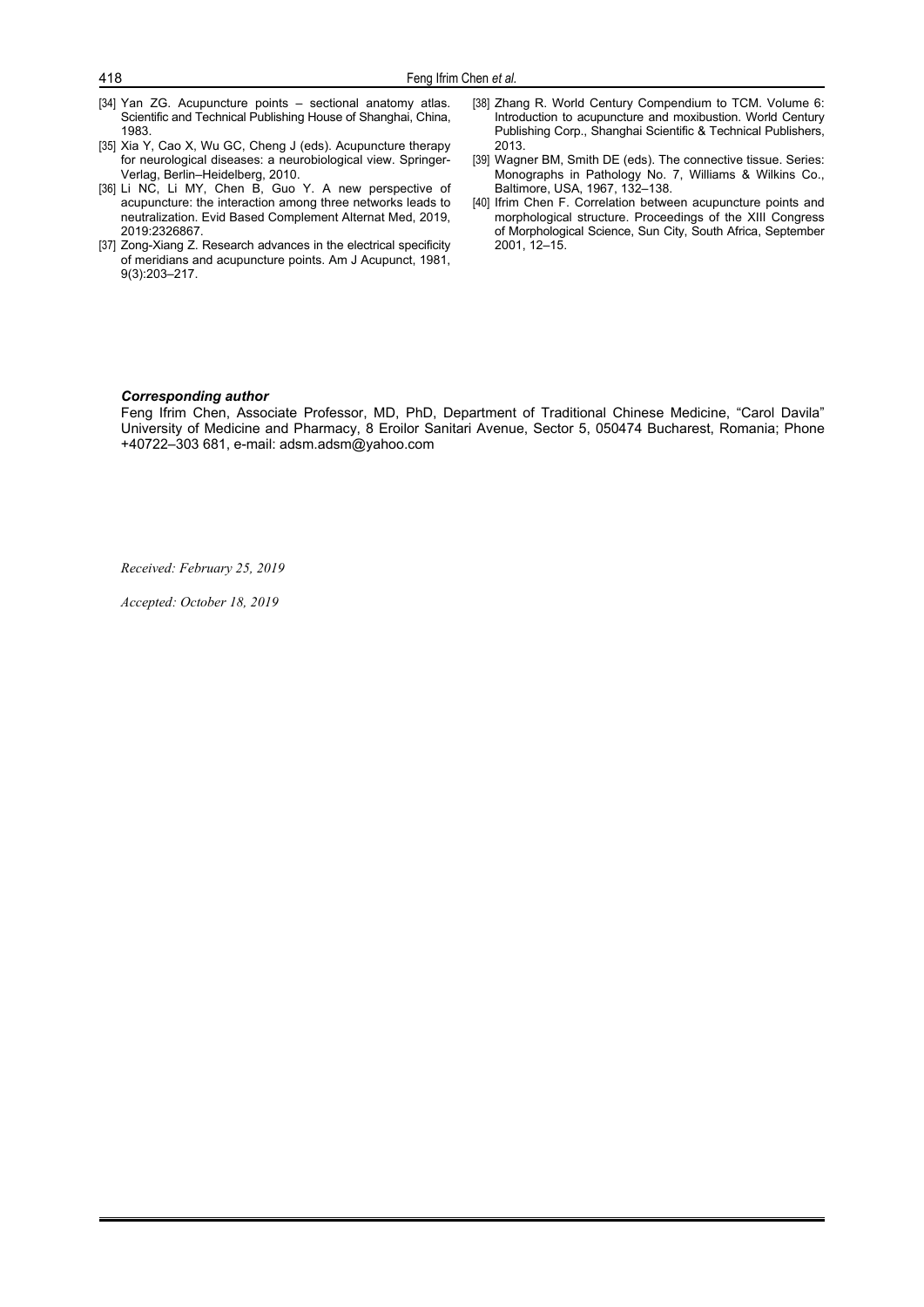[34] Yan ZG. Acupuncture points – sectional anatomy atlas. Scientific and Technical Publishing House of Shanghai, China, 1983.

[35] Xia Y, Cao X, Wu GC, Cheng J (eds). Acupuncture therapy for neurological diseases: a neurobiological view. Springer-Verlag, Berlin–Heidelberg, 2010.

[36] Li NC, Li MY, Chen B, Guo Y. A new perspective of acupuncture: the interaction among three networks leads to neutralization. Evid Based Complement Alternat Med, 2019, 2019:2326867.

[37] Zong-Xiang Z. Research advances in the electrical specificity of meridians and acupuncture points. Am J Acupunct, 1981, 9(3):203–217.

[38] Zhang R. World Century Compendium to TCM. Volume 6: Introduction to acupuncture and moxibustion. World Century Publishing Corp., Shanghai Scientific & Technical Publishers, 2013.

[39] Wagner BM, Smith DE (eds). The connective tissue. Series: Monographs in Pathology No. 7, Williams & Wilkins Co., Baltimore, USA, 1967, 132–138.

[40] Ifrim Chen F. Correlation between acupuncture points and morphological structure. Proceedings of the XIII Congress of Morphological Science, Sun City, South Africa, September 2001, 12–15.

***Corresponding author***

Feng Ifrim Chen, Associate Professor, MD, PhD, Department of Traditional Chinese Medicine, "Carol Davila" University of Medicine and Pharmacy, 8 Eroilor Sanitari Avenue, Sector 5, 050474 Bucharest, Romania; Phone +40722–303 681, e-mail: adsm.adsm@yahoo.com

*Received: February 25, 2019*

*Accepted: October 18, 2019*